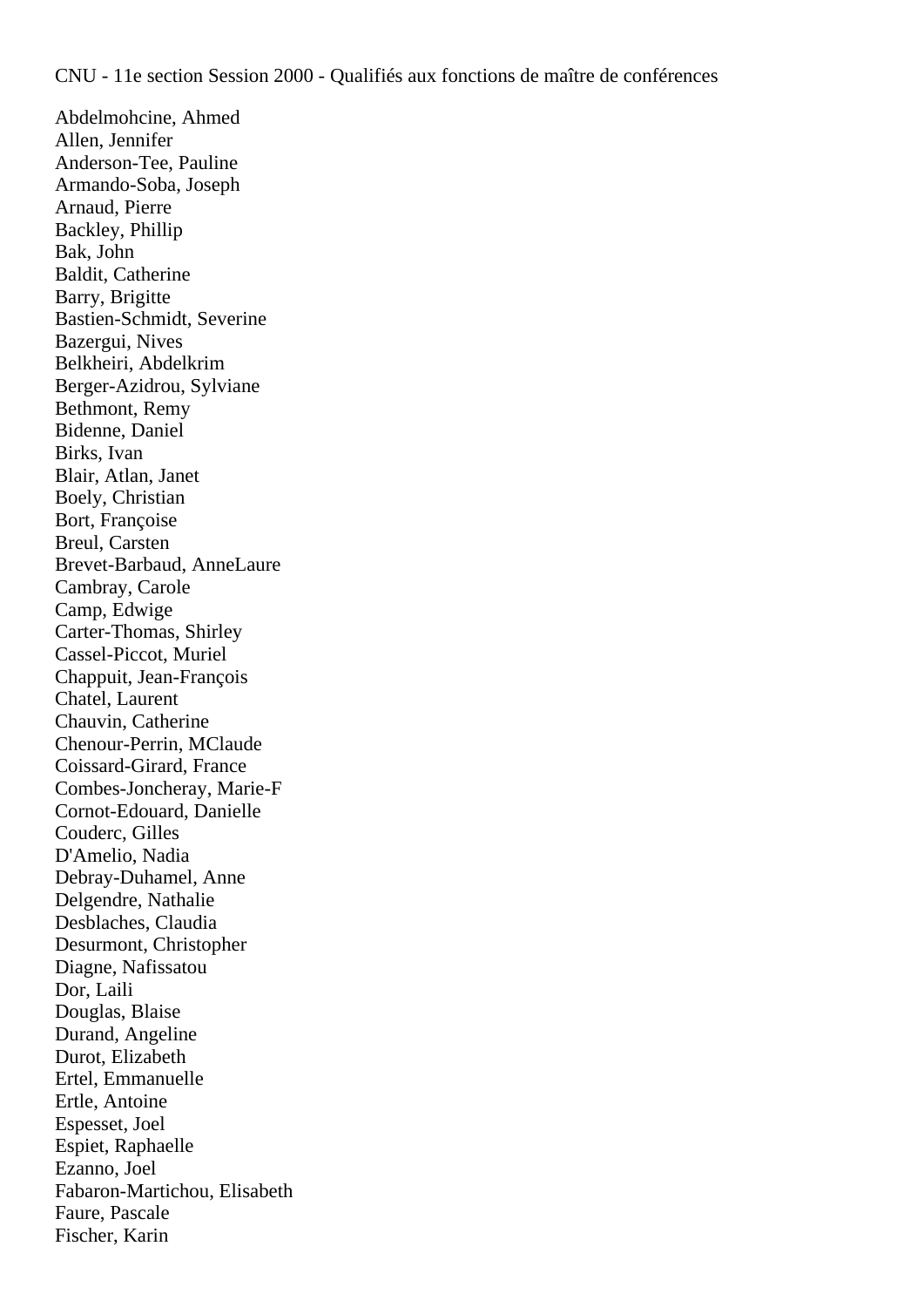CNU - 11e section Session 2000 - Qualifiés aux fonctions de maître de conférences

Abdelmohcine, Ahmed
Allen, Jennifer
Anderson-Tee, Pauline
Armando-Soba, Joseph
Arnaud, Pierre
Backley, Phillip
Bak, John
Baldit, Catherine
Barry, Brigitte
Bastien-Schmidt, Severine
Bazergui, Nives
Belkheiri, Abdelkrim
Berger-Azidrou, Sylviane
Bethmont, Remy
Bidenne, Daniel
Birks, Ivan
Blair, Atlan, Janet
Boely, Christian
Bort, Françoise
Breul, Carsten
Brevet-Barbaud, AnneLaure
Cambray, Carole
Camp, Edwige
Carter-Thomas, Shirley
Cassel-Piccot, Muriel
Chappuit, Jean-François
Chatel, Laurent
Chauvin, Catherine
Chenour-Perrin, MClaude
Coissard-Girard, France
Combes-Joncheray, Marie-F
Cornot-Edouard, Danielle
Couderc, Gilles
D'Amelio, Nadia
Debray-Duhamel, Anne
Delgendre, Nathalie
Desblaches, Claudia
Desurmont, Christopher
Diagne, Nafissatou
Dor, Laili
Douglas, Blaise
Durand, Angeline
Durot, Elizabeth
Ertel, Emmanuelle
Ertle, Antoine
Espesset, Joel
Espiet, Raphaelle
Ezanno, Joel
Fabaron-Martichou, Elisabeth
Faure, Pascale
Fischer, Karin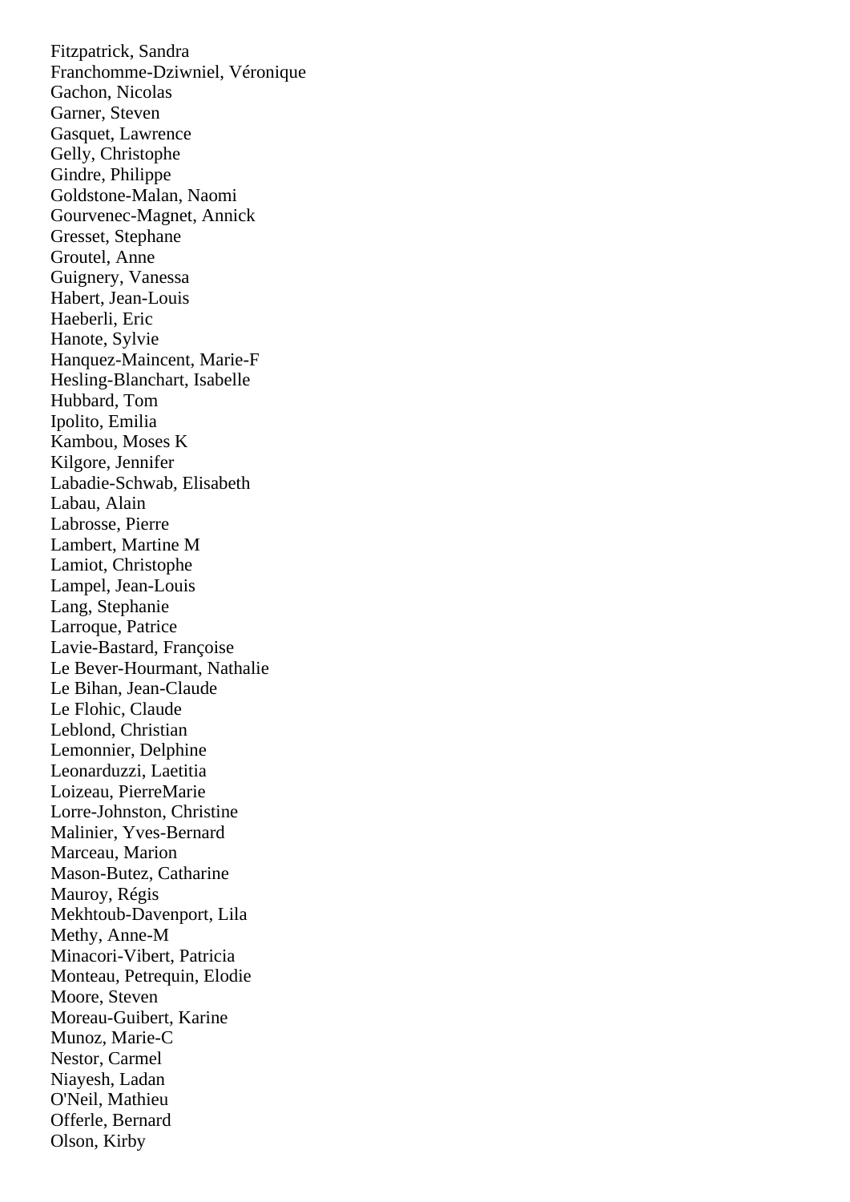Fitzpatrick, Sandra
Franchomme-Dziwniel, Véronique
Gachon, Nicolas
Garner, Steven
Gasquet, Lawrence
Gelly, Christophe
Gindre, Philippe
Goldstone-Malan, Naomi
Gourvenec-Magnet, Annick
Gresset, Stephane
Groutel, Anne
Guignery, Vanessa
Habert, Jean-Louis
Haeberli, Eric
Hanote, Sylvie
Hanquez-Maincent, Marie-F
Hesling-Blanchart, Isabelle
Hubbard, Tom
Ipolito, Emilia
Kambou, Moses K
Kilgore, Jennifer
Labadie-Schwab, Elisabeth
Labau, Alain
Labrosse, Pierre
Lambert, Martine M
Lamiot, Christophe
Lampel, Jean-Louis
Lang, Stephanie
Larroque, Patrice
Lavie-Bastard, Françoise
Le Bever-Hourmant, Nathalie
Le Bihan, Jean-Claude
Le Flohic, Claude
Leblond, Christian
Lemonnier, Delphine
Leonarduzzi, Laetitia
Loizeau, PierreMarie
Lorre-Johnston, Christine
Malinier, Yves-Bernard
Marceau, Marion
Mason-Butez, Catharine
Mauroy, Régis
Mekhtoub-Davenport, Lila
Methy, Anne-M
Minacori-Vibert, Patricia
Monteau, Petrequin, Elodie
Moore, Steven
Moreau-Guibert, Karine
Munoz, Marie-C
Nestor, Carmel
Niayesh, Ladan
O'Neil, Mathieu
Offerle, Bernard
Olson, Kirby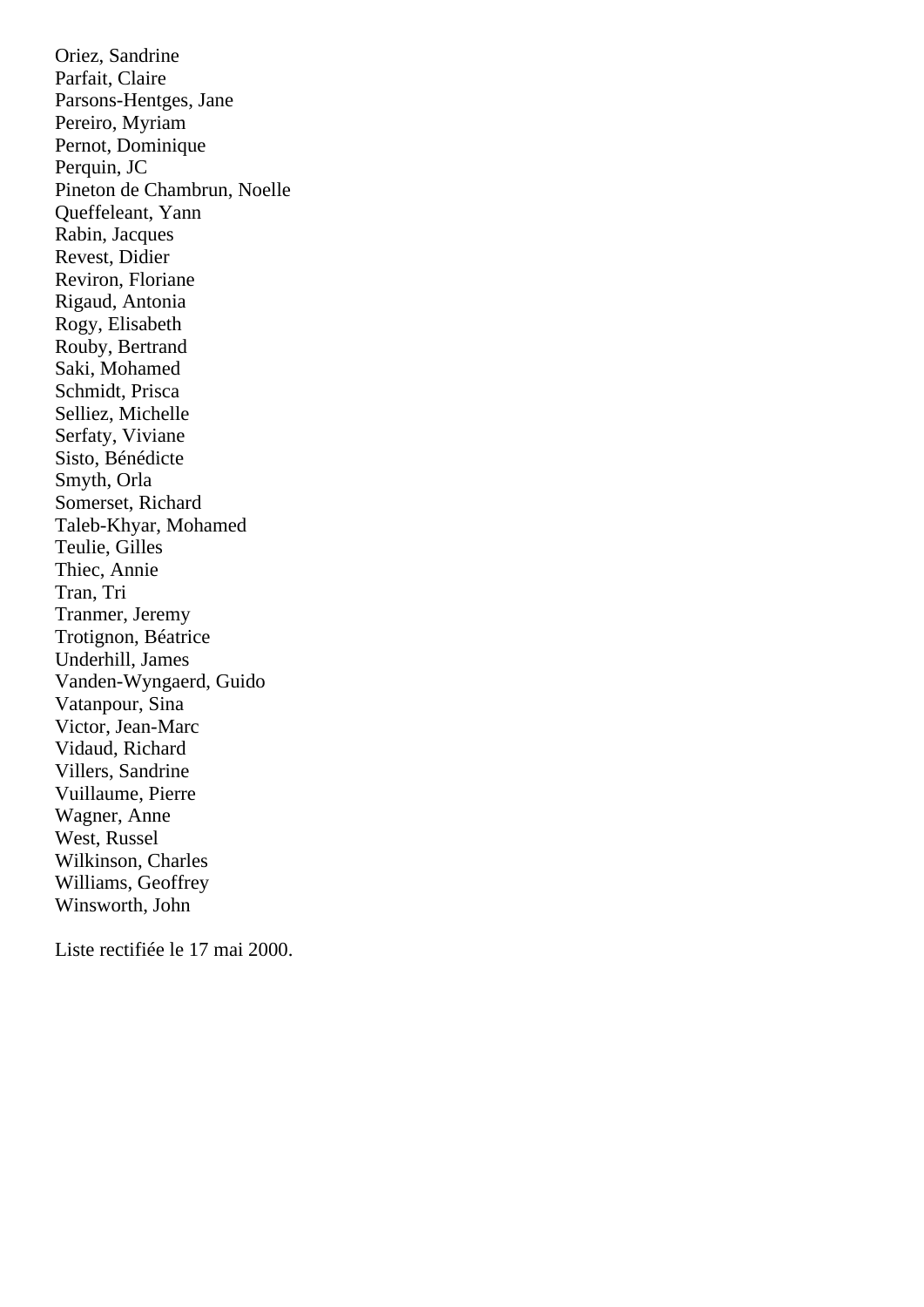Oriez, Sandrine
Parfait, Claire
Parsons-Hentges, Jane
Pereiro, Myriam
Pernot, Dominique
Perquin, JC
Pineton de Chambrun, Noelle
Queffeleant, Yann
Rabin, Jacques
Revest, Didier
Reviron, Floriane
Rigaud, Antonia
Rogy, Elisabeth
Rouby, Bertrand
Saki, Mohamed
Schmidt, Prisca
Selliez, Michelle
Serfaty, Viviane
Sisto, Bénédicte
Smyth, Orla
Somerset, Richard
Taleb-Khyar, Mohamed
Teulie, Gilles
Thiec, Annie
Tran, Tri
Tranmer, Jeremy
Trotignon, Béatrice
Underhill, James
Vanden-Wyngaerd, Guido
Vatanpour, Sina
Victor, Jean-Marc
Vidaud, Richard
Villers, Sandrine
Vuillaume, Pierre
Wagner, Anne
West, Russel
Wilkinson, Charles
Williams, Geoffrey
Winsworth, John

Liste rectifiée le 17 mai 2000.